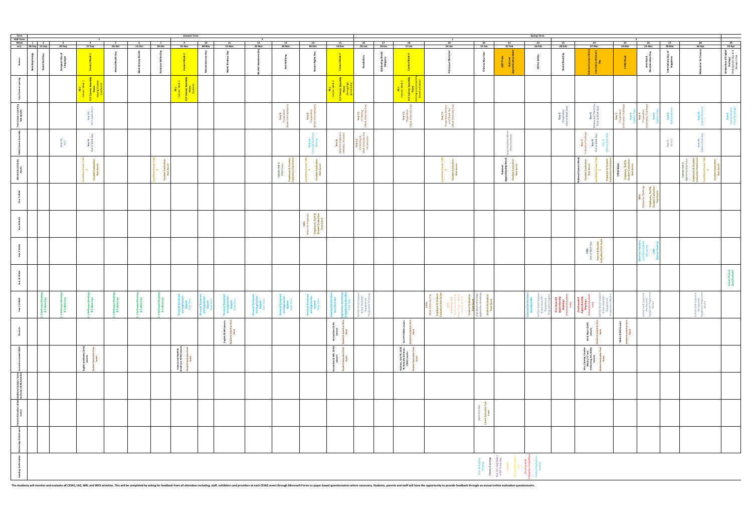| Term | Autumn Term | | | | | | | | | | | | | | Spring Term | | | | | | | | | | | | | |
|---|---|---|---|---|---|---|---|---|---|---|---|---|---|---|---|---|---|---|---|---|---|---|---|---|---|---|---|---|
| Half-Term | 1 | | | | | | | 2 | | | | | | | 1 | | | | | 2 | | | | | | | | |
| Week | 1 | 2 | 3 | 4 | 5 | 6 | 7 | 9 | 10 | 11 | 12 | 13 | 14 | 15 | 16 | 17 | 18 | 19 | 20 | 21 | 22 | 23 | 24 | 25 | 26 | 27 | 28 | 29 |
| w/c | 06-Sep | 13-Sep | 20-Sep | 27-Sep | 04-Oct | 11-Oct | 18-Oct | 01-Nov | 08-Nov | 15-Nov | 22-Nov | 29-Nov | 06-Dec | 13-Dec | 05-Jan | 10-Jan | 17-Jan | 24-Jan | 31-Jan | 07-Feb | 14-Feb | 28-Feb | 07-Mar | 14-Mar | 21-Mar | 28-Mar | 04-Apr | 25-Apr |
| Themes | New Beginnings | Road Safety Day | European Day of Languages | Careers Week 1 | Mental Health Day | Black History Month | Everyone Writes Day | Careers Week 2 | Remembrance Day | World Kindness Day | Alcohol Awareness Day | Anti Bullying | Human Rights Day | Careers Week 3 | Resolutions | Celebrating World Religions | Careers Week 4 | Holocaust Memorial | Chinese New Year | LGBT Pride / National Apprenticeship Week | Online Safety | World Book Day | National Careers Week / International Women's Day | STEM Week | Anti-Racial Discrimination Day | International Day of Happiness | Motivation for Success | Celebration of English Heritage (Shakespeare Day & St Georges Day) |
| Tutor Careers Learning | | | | ALL: Careers Week 1 / CLT Careers Assembly Focus: Having a Positive (mindset) | | | | ALL: Careers Week 2 / CLT Careers Assembly Focus: Creativity | | | | | | ALL: Careers Week 3 / CLT Careers Assembly Focus: Aiming High (goal setting) | | | ALL: Careers Week 4 / CLT Careers Assembly Focus: Learning and (overcoming failure) | | | | | | | | | | | |
| Tutor Careers Learning Day Specific | | | | Year 10: WEX Applications | | | | | | | | Year 8: Preparation (Meet the Employers) | Year 8: Preparation (Meet the Employers) | | Year 11: CV Writing (Mock Interview Day) | | Year 11: Preparation (Mock Interview Day) | Year 11: Preparation, Review and Thank You (Mock Interview Day) | | | | Year 9: Preparation (Out to Work Day) | Year 9: Review and Thank You (Out to Work Day) | Year 7: Preparation (Enterprise Challenge) | Year 7: Preparation (Enterprise Challenge) / Year 9: Options Talks | Year 9: Options Review | Year 10: Options Reviews | Year 9: Options Review |
| CEIAG Careers Assembly | | | Year 10: WEX | Year 9: Out to Work Day | | | | | | | | | Year 10: Personal Statement Writing | Year 8: Meet the Employers | Year 11: CV Writing & Mock Interview Day Introduction | | | | Apprenticeships Whole School Assembly | | | | Year 7: Enterprise Challenge / Year 9: Out to Work Day / Year 9: Options Assembly | | | Year 9: WEX | Year 10: Options Assembly | |
| Whole School CEIAG Events | | | | Lunchtime Careers Talk 1 / Student Evaluation Post-Event | | | Lunchtime Careers Talk 2 / Student Evaluation Post-Event | | | | | Careers Fair 1: STEM Focus / Employer & Student Evaluation Post-Event | Lunchtime Careers Talk 3 / Student Evaluation Post-Event | | | | | Lunchtime Careers Talk 4 / Student Evaluation Post-Event | | National Apprenticeship Week / Student Evaluation Post-Event | | | National Careers Week / Student Evaluation Post-Event / Lunchtime Careers Talk 5 / Employer & Student Evaluation Post-Event | STEM Week / Employer, Staff & Student Evaluation Post-Event | | | Careers Fair 2: Apprenticeship Focus / Employer & Student Evaluation Post-Event / Lunchtime Careers Talk 6 / Student Evaluation Post-Event | |
| Year 7 CEIAG | | | | | | | | | | | | | | | | | | | | | | | | | 25th: Enterprise Challenge / Employers, Staff & Student Evaluation Post-Event | | | |
| Year 8 CEIAG | | | | | | | | | | | | | 10th: Meet the Employers / Employers, Staff & Student Evaluation Post-Event | | | | | | | | | | | | | | | |
| Year 9 CEIAG | | | | | | | | | | | | | | | | | | | | | | | 10th: Out to Work Day / Parent & Student Evaluation Post-Event | | Meet the Teachers Lunchtime Options Discussions / 24th: Options Evening | | | |
| Year 10 CEIAG | | | | | | | | | | | | | | | | | | | | | | | | | | | | Future Choices Questionnaire |
| Year 11 CEIAG | 1:1 Pathway Meetings & Follow Ups | 1:1 Pathway Meetings & Follow Ups | 1:1 Pathway Meetings & Follow Ups | 1:1 Pathway Meetings & Follow Ups | 1:1 Pathway Meetings & Follow Ups | 1:1 Pathway Meetings & Follow Ups | 1:1 Pathway Meetings & Follow Ups | Personal Statement and Application Support Tutor Time | Personal Statement and Application Support Tutor Time | Personal Statement and Application Support Tutor Time | Personal Statement and Application Support Tutor Time | Personal Statement and Application Support Tutor Time | Personal Statement and Application Support Tutor Time | Intended Destinations Questionnaire / Application Workshop & Application Deadline | Suffolk Youth Support & One Haverhill Engagement Programme Planning | | | 27th: Mock Interview Day / Employer & Student Evaluation Post-Event / Student Evaluation Post-Event | Apprenticeships Application Workshop / Student Evaluation Post-Event | | Intended Destinations Questionnaire / Suffolk Youth Support & One Haverhill Engagement Programme Begins | One Haverhill Apprenticeship Meetings (Intended Destinations only) | One Haverhill Apprenticeship Meetings (Intended Destinations only) / Suffolk Youth Support & One Haverhill Engagement Programme Week 1 | | Suffolk Youth Support & One Haverhill Engagement Programme Week | | Suffolk Youth Support & One Haverhill Engagement Programme Week | |
| The Arch | | | | | | | | | | English CEIAG Lessons / Student Evaluation Post-Event | | | | Humanities CEIAG Lessons / Student Evaluation Post-Event | | | Core PE CEIAG Lessons / Student Evaluation Post-Event | | | | | | Art & Music CEIAG Lessons / Student Evaluation Post-Event | Maths CEIAG Lessons / Student Evaluation Post-Event | | | | |
| Curriculum Linked CEIAG | | | | English and Maths CEIAG Lessons / Student Evaluation Post-Event | | | | Science and Health & Social Care CEIAG Lessons / Student Evaluation Post-Event | | | | | | Humanities & MFL CEIAG Lessons / Student Evaluation Post-Event | | | Business, Core PE, GCSE PE & BTEC Sport CEIAG Lessons / Student Evaluation Post-Event | | | | | | Arts, Catering, Creative Media, DT and Performing Arts CEIAG Lessons / Student Evaluation Post-Event | | | | | |
| Additional Subject / Extra Curricular CEIAG Activities | | | | | | | | | | | | | | | | | | | | | | | | | | | | |
| Parent Information CEIAG Events | | | | | | | | | | | | | | | | | | | Apprenticeships / Parent Evaluation Post-Event | | | | | | | | | |
| Partnership CEIAG Events | | | | | | | | | | | | | | | | | | | | | | | | | | | | |
| Awaiting Confirmation | | | | | | | | | | | | | | | | | | | Post-16 Options Evening / Parents Evenings / Year 10 Long Road / HCSF Taster Day | One Haverhill Enterprise Competition / Post-16 Options Evening | | | | | | | | |

The Academy will monitor and evaluate all CEIAG, IAG, WRL and WEX activities. This will be completed by asking for feedback from all attendees including, staff, exhibitors and providers at each CEIAG event through Microsoft Forms or paper-based questionnaires where necessary. Students, parents and staff will have the opportunity to provide feedback through an annual online evaluation questionnaire.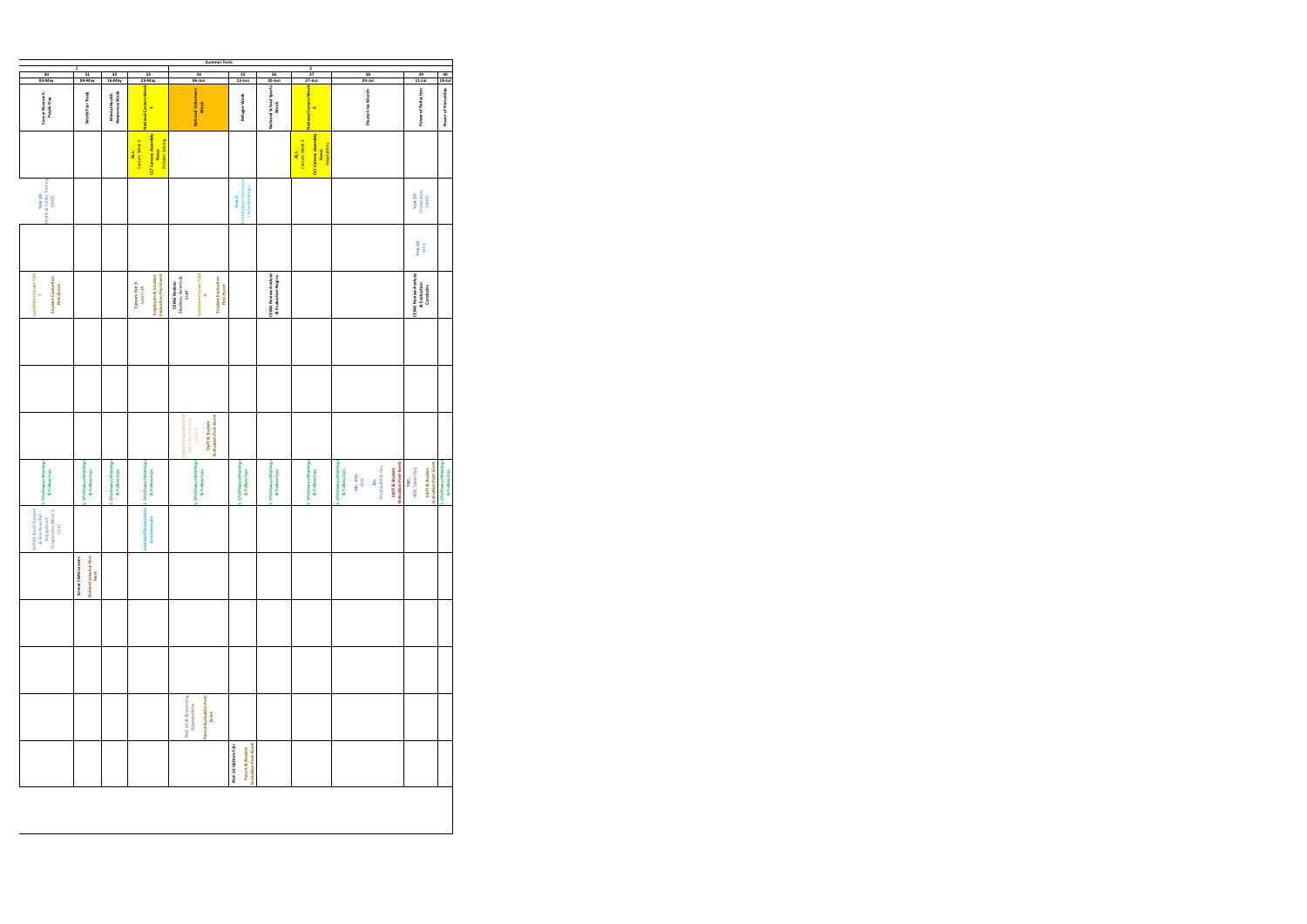| Summer Term | | | | | | | | | | |
|---|---|---|---|---|---|---|---|---|---|---|
| 1 | | | | 2 | | | | | | |
| 30 | 31 | 32 | 33 | 34 | 35 | 36 | 37 | 38 | 39 | 40 |
| 02-May | 09-May | 16-May | 23-May | 06-Jun | 13-Jun | 20-Jun | 27-Jun | 04-Jul | 11-Jul | 18-Jul |
| Career Research - Purple Day | World Fair Trade | Mental Health Awareness Week | National Careers Week 5 | National Volunteers Week | Refugee Week | National School Sports Week | National Careers Week 6 | Plastic Free Month | Power of Reflection | Power of Friendship |
| | | | ALL: Careers Week 5 CLT Careers Assembly Focus: Problem Solving | | | | ALL: Careers Week 6 CLT Careers Assembly Focus: Adaptability | | | |
| Year 10: Health & Safety Training (WEX) | | | | | Year 9: Free Choice Resources (Tutor Workshop) | | | | Year 10: Preparation (WEX) | |
| | | | | | | | | | Year 10: WEX | |
| Lunchtime Career Talk 7 Student Evaluation Post-Event | | | Careers Fair 9 - Local LMI Employers & Student Evaluation Post-Event | CEIAG Review Students, Parents & Staff Lunchtime Career Talk 8 Student Evaluation Post-Event | | CEIAG Review Analysis & Evaluation Begins | | | CEIAG Review Analysis & Evaluation Concludes | |
| | | | | | | | | | | |
| | | | | | | | | | | |
| | | | | University Visit Staff & Student Evaluation Post-Event | | | | | | |
| 1:1 Pathways Meetings & Follow Ups | 1:1 Pathways Meetings & Follow Ups | 1:1 Pathways Meetings & Follow Ups | 1:1 Pathways Meetings & Follow Ups | 1:1 Pathways Meetings & Follow Ups | 1:1 Pathways Meetings & Follow Ups | 1:1 Pathways Meetings & Follow Ups | 1:1 Pathways Meetings & Follow Ups | 1:1 Pathways Meetings & Follow Ups 6th - 16th WEX 7th Employability Day Staff & Student Evaluation Post-Event | TBC: WEX Taster Day Staff & Student Evaluation Post-Event | 1:1 Pathways Meetings & Follow Ups |
| Suffolk Youth Support & One Itself Engagement Programme Week 6 (1:1) | | | Intended Destinations Questionnaire | | | | | | | |
| | Science CEIAG Lessons Student Evaluation Post-Event | | | | | | | | | |
| | | | | | | | | | | |
| | | | | | | | | | | |
| | | | | Post-16 & 18 Learning Opportunities Parent Evaluation Post-Event | | | | | | |
| | | | | | Post-16 Options Fair Parent & Student Evaluation Post-Event | | | | | |